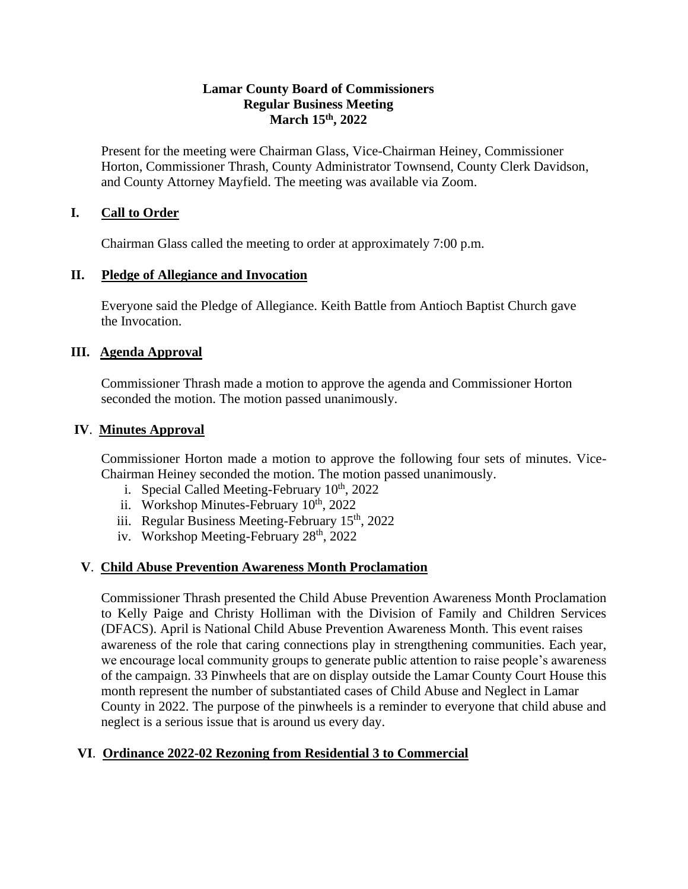**Lamar County Board of Commissioners**
**Regular Business Meeting**
**March 15th, 2022**

Present for the meeting were Chairman Glass, Vice-Chairman Heiney, Commissioner Horton, Commissioner Thrash, County Administrator Townsend, County Clerk Davidson, and County Attorney Mayfield. The meeting was available via Zoom.

## I. Call to Order

Chairman Glass called the meeting to order at approximately 7:00 p.m.

## II. Pledge of Allegiance and Invocation

Everyone said the Pledge of Allegiance. Keith Battle from Antioch Baptist Church gave the Invocation.

## III. Agenda Approval

Commissioner Thrash made a motion to approve the agenda and Commissioner Horton seconded the motion. The motion passed unanimously.

## IV. Minutes Approval

Commissioner Horton made a motion to approve the following four sets of minutes. Vice-Chairman Heiney seconded the motion. The motion passed unanimously.

i. Special Called Meeting-February 10th, 2022
ii. Workshop Minutes-February 10th, 2022
iii. Regular Business Meeting-February 15th, 2022
iv. Workshop Meeting-February 28th, 2022

## V. Child Abuse Prevention Awareness Month Proclamation

Commissioner Thrash presented the Child Abuse Prevention Awareness Month Proclamation to Kelly Paige and Christy Holliman with the Division of Family and Children Services (DFACS). April is National Child Abuse Prevention Awareness Month. This event raises awareness of the role that caring connections play in strengthening communities. Each year, we encourage local community groups to generate public attention to raise people's awareness of the campaign. 33 Pinwheels that are on display outside the Lamar County Court House this month represent the number of substantiated cases of Child Abuse and Neglect in Lamar County in 2022. The purpose of the pinwheels is a reminder to everyone that child abuse and neglect is a serious issue that is around us every day.

## VI. Ordinance 2022-02 Rezoning from Residential 3 to Commercial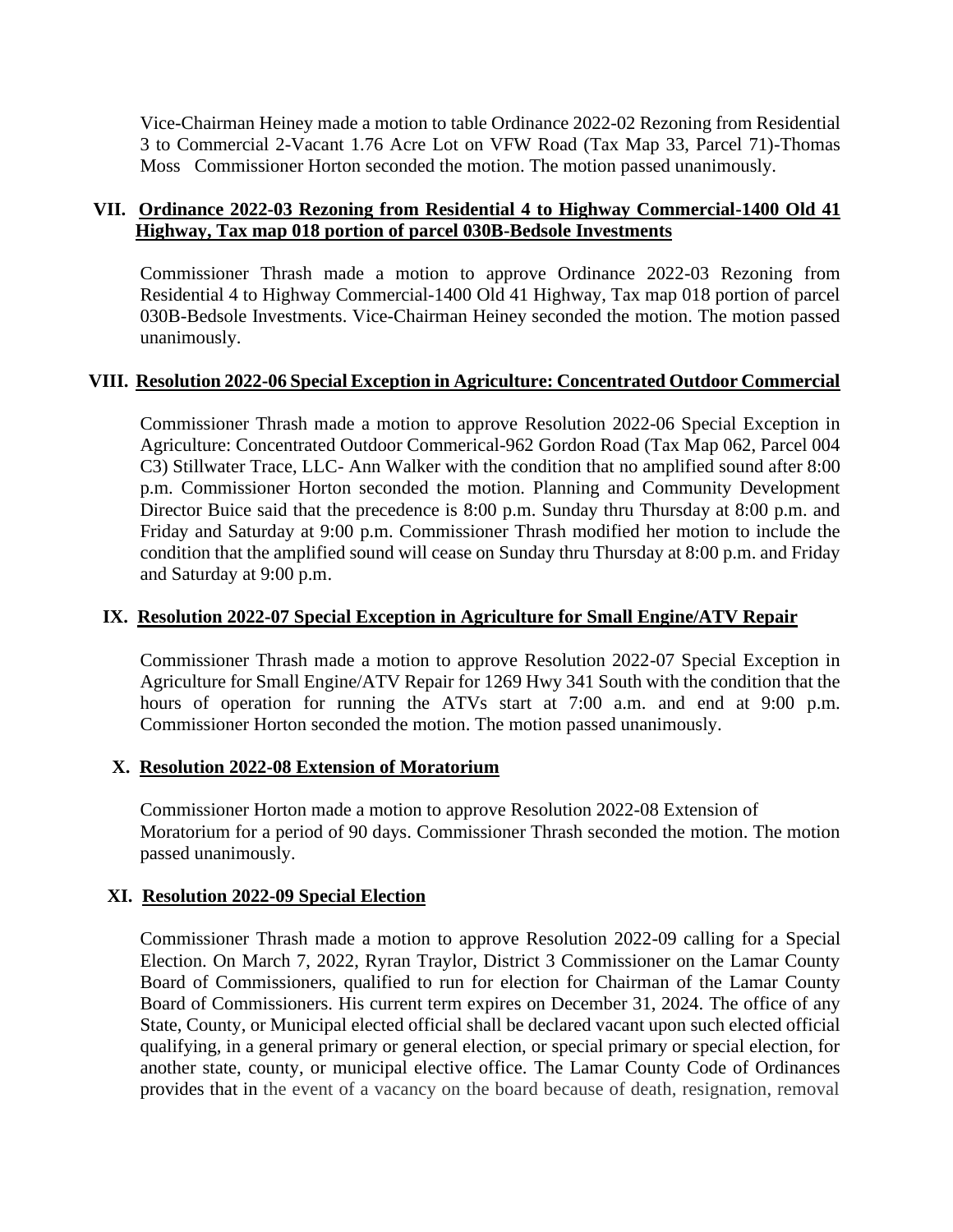Vice-Chairman Heiney made a motion to table Ordinance 2022-02 Rezoning from Residential 3 to Commercial 2-Vacant 1.76 Acre Lot on VFW Road (Tax Map 33, Parcel 71)-Thomas Moss Commissioner Horton seconded the motion. The motion passed unanimously.

## VII. Ordinance 2022-03 Rezoning from Residential 4 to Highway Commercial-1400 Old 41 Highway, Tax map 018 portion of parcel 030B-Bedsole Investments

Commissioner Thrash made a motion to approve Ordinance 2022-03 Rezoning from Residential 4 to Highway Commercial-1400 Old 41 Highway, Tax map 018 portion of parcel 030B-Bedsole Investments. Vice-Chairman Heiney seconded the motion. The motion passed unanimously.

## VIII. Resolution 2022-06 Special Exception in Agriculture: Concentrated Outdoor Commercial

Commissioner Thrash made a motion to approve Resolution 2022-06 Special Exception in Agriculture: Concentrated Outdoor Commerical-962 Gordon Road (Tax Map 062, Parcel 004 C3) Stillwater Trace, LLC- Ann Walker with the condition that no amplified sound after 8:00 p.m. Commissioner Horton seconded the motion. Planning and Community Development Director Buice said that the precedence is 8:00 p.m. Sunday thru Thursday at 8:00 p.m. and Friday and Saturday at 9:00 p.m. Commissioner Thrash modified her motion to include the condition that the amplified sound will cease on Sunday thru Thursday at 8:00 p.m. and Friday and Saturday at 9:00 p.m.

## IX. Resolution 2022-07 Special Exception in Agriculture for Small Engine/ATV Repair

Commissioner Thrash made a motion to approve Resolution 2022-07 Special Exception in Agriculture for Small Engine/ATV Repair for 1269 Hwy 341 South with the condition that the hours of operation for running the ATVs start at 7:00 a.m. and end at 9:00 p.m. Commissioner Horton seconded the motion. The motion passed unanimously.

## X. Resolution 2022-08 Extension of Moratorium

Commissioner Horton made a motion to approve Resolution 2022-08 Extension of Moratorium for a period of 90 days. Commissioner Thrash seconded the motion. The motion passed unanimously.

## XI. Resolution 2022-09 Special Election

Commissioner Thrash made a motion to approve Resolution 2022-09 calling for a Special Election. On March 7, 2022, Ryran Traylor, District 3 Commissioner on the Lamar County Board of Commissioners, qualified to run for election for Chairman of the Lamar County Board of Commissioners. His current term expires on December 31, 2024. The office of any State, County, or Municipal elected official shall be declared vacant upon such elected official qualifying, in a general primary or general election, or special primary or special election, for another state, county, or municipal elective office. The Lamar County Code of Ordinances provides that in the event of a vacancy on the board because of death, resignation, removal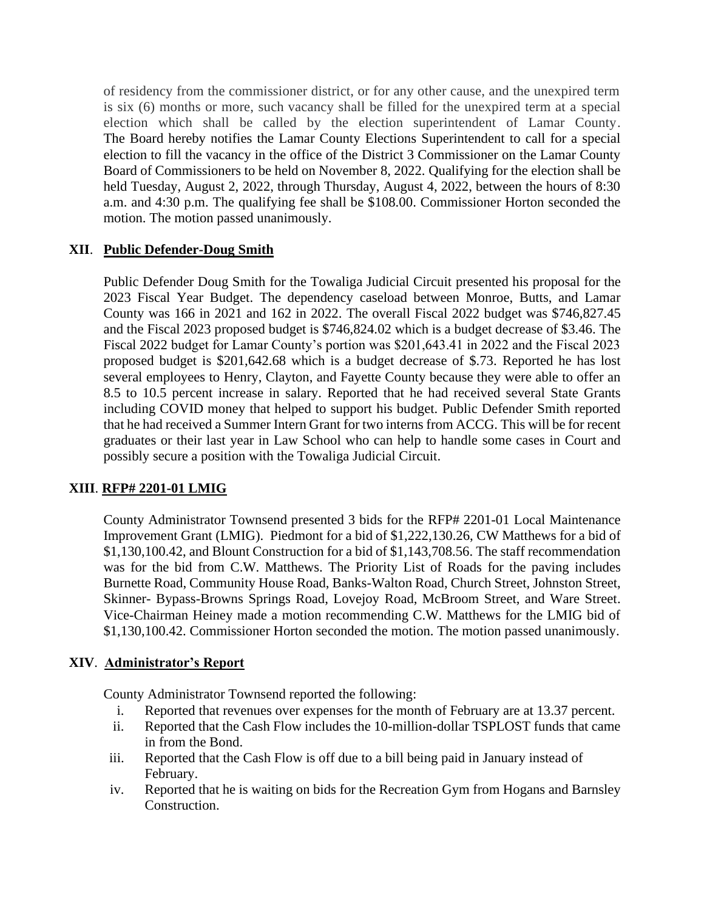of residency from the commissioner district, or for any other cause, and the unexpired term is six (6) months or more, such vacancy shall be filled for the unexpired term at a special election which shall be called by the election superintendent of Lamar County. The Board hereby notifies the Lamar County Elections Superintendent to call for a special election to fill the vacancy in the office of the District 3 Commissioner on the Lamar County Board of Commissioners to be held on November 8, 2022. Qualifying for the election shall be held Tuesday, August 2, 2022, through Thursday, August 4, 2022, between the hours of 8:30 a.m. and 4:30 p.m. The qualifying fee shall be $108.00. Commissioner Horton seconded the motion. The motion passed unanimously.

**XII. Public Defender-Doug Smith**

Public Defender Doug Smith for the Towaliga Judicial Circuit presented his proposal for the 2023 Fiscal Year Budget. The dependency caseload between Monroe, Butts, and Lamar County was 166 in 2021 and 162 in 2022. The overall Fiscal 2022 budget was $746,827.45 and the Fiscal 2023 proposed budget is $746,824.02 which is a budget decrease of $3.46. The Fiscal 2022 budget for Lamar County's portion was $201,643.41 in 2022 and the Fiscal 2023 proposed budget is $201,642.68 which is a budget decrease of $.73. Reported he has lost several employees to Henry, Clayton, and Fayette County because they were able to offer an 8.5 to 10.5 percent increase in salary. Reported that he had received several State Grants including COVID money that helped to support his budget. Public Defender Smith reported that he had received a Summer Intern Grant for two interns from ACCG. This will be for recent graduates or their last year in Law School who can help to handle some cases in Court and possibly secure a position with the Towaliga Judicial Circuit.

**XIII. RFP# 2201-01 LMIG**

County Administrator Townsend presented 3 bids for the RFP# 2201-01 Local Maintenance Improvement Grant (LMIG). Piedmont for a bid of $1,222,130.26, CW Matthews for a bid of $1,130,100.42, and Blount Construction for a bid of $1,143,708.56. The staff recommendation was for the bid from C.W. Matthews. The Priority List of Roads for the paving includes Burnette Road, Community House Road, Banks-Walton Road, Church Street, Johnston Street, Skinner- Bypass-Browns Springs Road, Lovejoy Road, McBroom Street, and Ware Street. Vice-Chairman Heiney made a motion recommending C.W. Matthews for the LMIG bid of $1,130,100.42. Commissioner Horton seconded the motion. The motion passed unanimously.

**XIV. Administrator's Report**

County Administrator Townsend reported the following:

i. Reported that revenues over expenses for the month of February are at 13.37 percent.
ii. Reported that the Cash Flow includes the 10-million-dollar TSPLOST funds that came in from the Bond.
iii. Reported that the Cash Flow is off due to a bill being paid in January instead of February.
iv. Reported that he is waiting on bids for the Recreation Gym from Hogans and Barnsley Construction.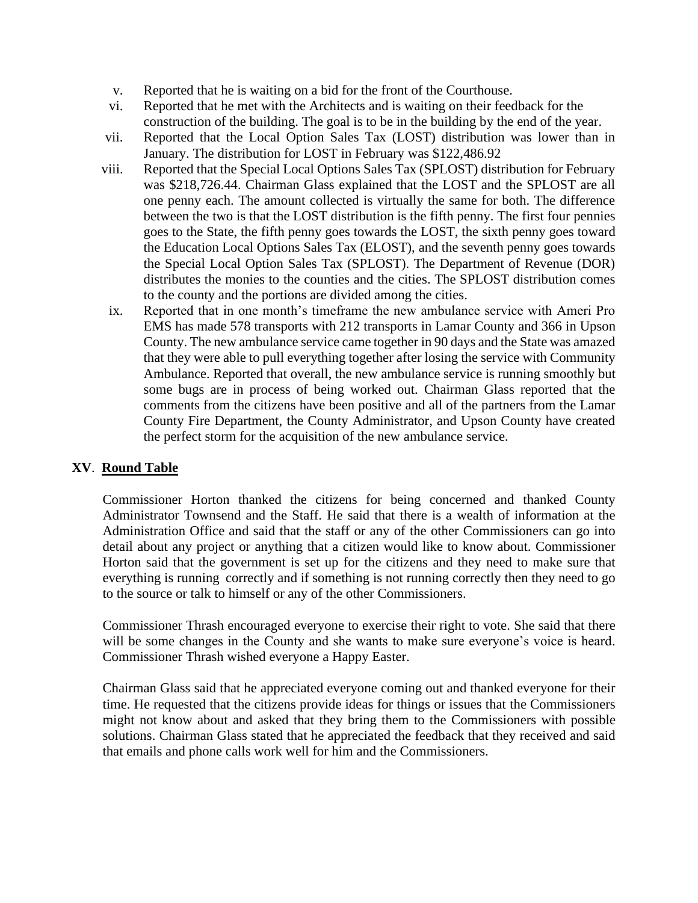v. Reported that he is waiting on a bid for the front of the Courthouse.

vi. Reported that he met with the Architects and is waiting on their feedback for the construction of the building. The goal is to be in the building by the end of the year.

vii. Reported that the Local Option Sales Tax (LOST) distribution was lower than in January. The distribution for LOST in February was $122,486.92

viii. Reported that the Special Local Options Sales Tax (SPLOST) distribution for February was $218,726.44. Chairman Glass explained that the LOST and the SPLOST are all one penny each. The amount collected is virtually the same for both. The difference between the two is that the LOST distribution is the fifth penny. The first four pennies goes to the State, the fifth penny goes towards the LOST, the sixth penny goes toward the Education Local Options Sales Tax (ELOST), and the seventh penny goes towards the Special Local Option Sales Tax (SPLOST). The Department of Revenue (DOR) distributes the monies to the counties and the cities. The SPLOST distribution comes to the county and the portions are divided among the cities.

ix. Reported that in one month's timeframe the new ambulance service with Ameri Pro EMS has made 578 transports with 212 transports in Lamar County and 366 in Upson County. The new ambulance service came together in 90 days and the State was amazed that they were able to pull everything together after losing the service with Community Ambulance. Reported that overall, the new ambulance service is running smoothly but some bugs are in process of being worked out. Chairman Glass reported that the comments from the citizens have been positive and all of the partners from the Lamar County Fire Department, the County Administrator, and Upson County have created the perfect storm for the acquisition of the new ambulance service.

## XV. Round Table

Commissioner Horton thanked the citizens for being concerned and thanked County Administrator Townsend and the Staff. He said that there is a wealth of information at the Administration Office and said that the staff or any of the other Commissioners can go into detail about any project or anything that a citizen would like to know about. Commissioner Horton said that the government is set up for the citizens and they need to make sure that everything is running correctly and if something is not running correctly then they need to go to the source or talk to himself or any of the other Commissioners.

Commissioner Thrash encouraged everyone to exercise their right to vote. She said that there will be some changes in the County and she wants to make sure everyone's voice is heard. Commissioner Thrash wished everyone a Happy Easter.

Chairman Glass said that he appreciated everyone coming out and thanked everyone for their time. He requested that the citizens provide ideas for things or issues that the Commissioners might not know about and asked that they bring them to the Commissioners with possible solutions. Chairman Glass stated that he appreciated the feedback that they received and said that emails and phone calls work well for him and the Commissioners.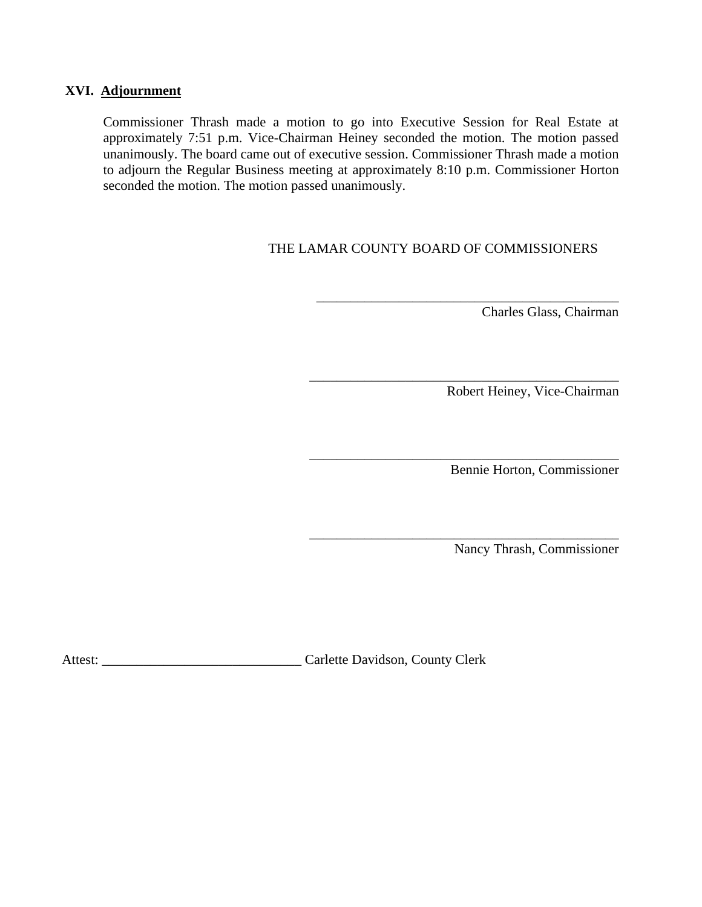## XVI. Adjournment

Commissioner Thrash made a motion to go into Executive Session for Real Estate at approximately 7:51 p.m. Vice-Chairman Heiney seconded the motion. The motion passed unanimously. The board came out of executive session. Commissioner Thrash made a motion to adjourn the Regular Business meeting at approximately 8:10 p.m. Commissioner Horton seconded the motion. The motion passed unanimously.

THE LAMAR COUNTY BOARD OF COMMISSIONERS

______________________________________________
Charles Glass, Chairman

______________________________________________
Robert Heiney, Vice-Chairman

______________________________________________
Bennie Horton, Commissioner

______________________________________________
Nancy Thrash, Commissioner

Attest: _____________________________ Carlette Davidson, County Clerk